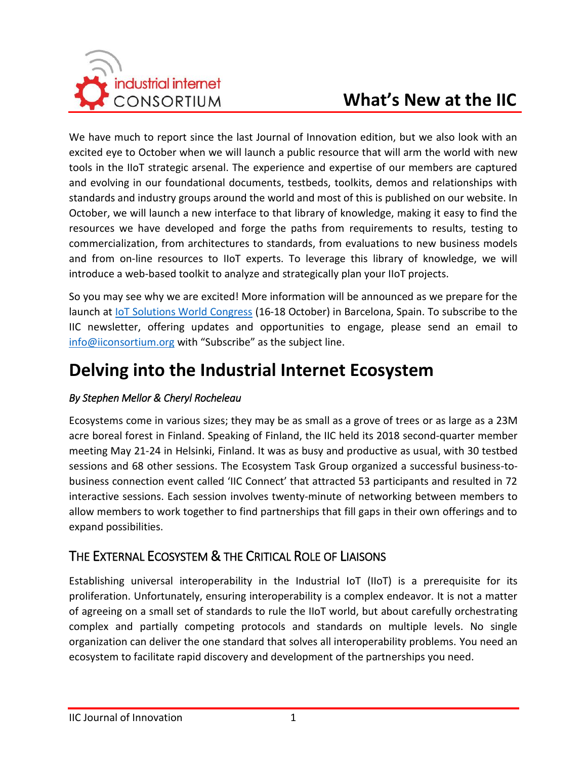# What's New at the IIC

We have much to report since the last Journal of Innovation edition, but we also look with an excited eye to October when we will launch a public resource that will arm the world with new tools in the IIoT strategic arsenal. The experience and expertise of our members are captured and evolving in our foundational documents, testbeds, toolkits, demos and relationships with standards and industry groups around the world and most of this is published on our website. In October, we will launch a new interface to that library of knowledge, making it easy to find the resources we have developed and forge the paths from requirements to results, testing to commercialization, from architectures to standards, from evaluations to new business models and from on-line resources to IIoT experts. To leverage this library of knowledge, we will introduce a web-based toolkit to analyze and strategically plan your IIoT projects.

So you may see why we are excited! More information will be announced as we prepare for the launch at [IoT Solutions World Congress](#) (16-18 October) in Barcelona, Spain. To subscribe to the IIC newsletter, offering updates and opportunities to engage, please send an email to [info@iiconsortium.org](mailto:info@iiconsortium.org) with "Subscribe" as the subject line.

# Delving into the Industrial Internet Ecosystem

*By Stephen Mellor & Cheryl Rocheleau*

Ecosystems come in various sizes; they may be as small as a grove of trees or as large as a 23M acre boreal forest in Finland. Speaking of Finland, the IIC held its 2018 second-quarter member meeting May 21-24 in Helsinki, Finland. It was as busy and productive as usual, with 30 testbed sessions and 68 other sessions. The Ecosystem Task Group organized a successful business-to-business connection event called 'IIC Connect' that attracted 53 participants and resulted in 72 interactive sessions. Each session involves twenty-minute of networking between members to allow members to work together to find partnerships that fill gaps in their own offerings and to expand possibilities.

## The External Ecosystem & the Critical Role of Liaisons

Establishing universal interoperability in the Industrial IoT (IIoT) is a prerequisite for its proliferation. Unfortunately, ensuring interoperability is a complex endeavor. It is not a matter of agreeing on a small set of standards to rule the IIoT world, but about carefully orchestrating complex and partially competing protocols and standards on multiple levels. No single organization can deliver the one standard that solves all interoperability problems. You need an ecosystem to facilitate rapid discovery and development of the partnerships you need.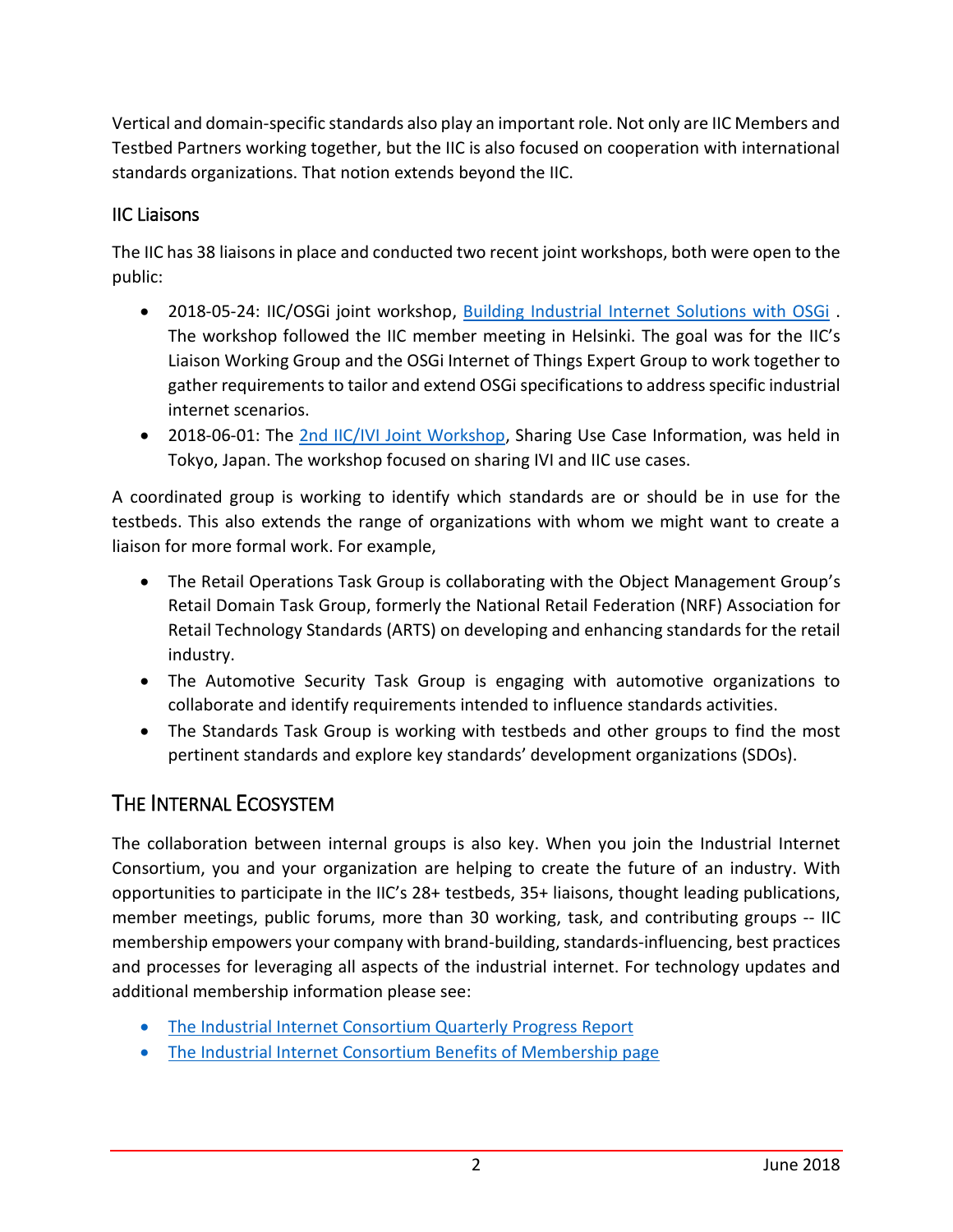Vertical and domain-specific standards also play an important role. Not only are IIC Members and Testbed Partners working together, but the IIC is also focused on cooperation with international standards organizations. That notion extends beyond the IIC.

### IIC Liaisons

The IIC has 38 liaisons in place and conducted two recent joint workshops, both were open to the public:

- 2018-05-24: IIC/OSGi joint workshop, [Building Industrial Internet Solutions with OSGi](). The workshop followed the IIC member meeting in Helsinki. The goal was for the IIC's Liaison Working Group and the OSGi Internet of Things Expert Group to work together to gather requirements to tailor and extend OSGi specifications to address specific industrial internet scenarios.
- 2018-06-01: The [2nd IIC/IVI Joint Workshop](), Sharing Use Case Information, was held in Tokyo, Japan. The workshop focused on sharing IVI and IIC use cases.

A coordinated group is working to identify which standards are or should be in use for the testbeds. This also extends the range of organizations with whom we might want to create a liaison for more formal work. For example,

- The Retail Operations Task Group is collaborating with the Object Management Group's Retail Domain Task Group, formerly the National Retail Federation (NRF) Association for Retail Technology Standards (ARTS) on developing and enhancing standards for the retail industry.
- The Automotive Security Task Group is engaging with automotive organizations to collaborate and identify requirements intended to influence standards activities.
- The Standards Task Group is working with testbeds and other groups to find the most pertinent standards and explore key standards' development organizations (SDOs).

## The Internal Ecosystem

The collaboration between internal groups is also key. When you join the Industrial Internet Consortium, you and your organization are helping to create the future of an industry. With opportunities to participate in the IIC's 28+ testbeds, 35+ liaisons, thought leading publications, member meetings, public forums, more than 30 working, task, and contributing groups -- IIC membership empowers your company with brand-building, standards-influencing, best practices and processes for leveraging all aspects of the industrial internet. For technology updates and additional membership information please see:

- [The Industrial Internet Consortium Quarterly Progress Report]()
- [The Industrial Internet Consortium Benefits of Membership page]()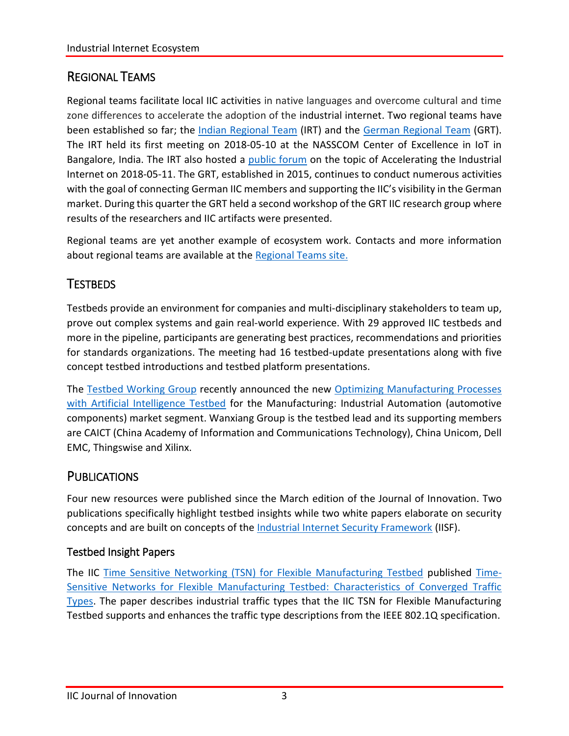## REGIONAL TEAMS

Regional teams facilitate local IIC activities in native languages and overcome cultural and time zone differences to accelerate the adoption of the industrial internet. Two regional teams have been established so far; the Indian Regional Team (IRT) and the German Regional Team (GRT). The IRT held its first meeting on 2018-05-10 at the NASSCOM Center of Excellence in IoT in Bangalore, India. The IRT also hosted a public forum on the topic of Accelerating the Industrial Internet on 2018-05-11. The GRT, established in 2015, continues to conduct numerous activities with the goal of connecting German IIC members and supporting the IIC's visibility in the German market. During this quarter the GRT held a second workshop of the GRT IIC research group where results of the researchers and IIC artifacts were presented.

Regional teams are yet another example of ecosystem work. Contacts and more information about regional teams are available at the Regional Teams site.

## TESTBEDS

Testbeds provide an environment for companies and multi-disciplinary stakeholders to team up, prove out complex systems and gain real-world experience. With 29 approved IIC testbeds and more in the pipeline, participants are generating best practices, recommendations and priorities for standards organizations. The meeting had 16 testbed-update presentations along with five concept testbed introductions and testbed platform presentations.

The Testbed Working Group recently announced the new Optimizing Manufacturing Processes with Artificial Intelligence Testbed for the Manufacturing: Industrial Automation (automotive components) market segment. Wanxiang Group is the testbed lead and its supporting members are CAICT (China Academy of Information and Communications Technology), China Unicom, Dell EMC, Thingswise and Xilinx.

## PUBLICATIONS

Four new resources were published since the March edition of the Journal of Innovation. Two publications specifically highlight testbed insights while two white papers elaborate on security concepts and are built on concepts of the Industrial Internet Security Framework (IISF).

### Testbed Insight Papers

The IIC Time Sensitive Networking (TSN) for Flexible Manufacturing Testbed published Time-Sensitive Networks for Flexible Manufacturing Testbed: Characteristics of Converged Traffic Types. The paper describes industrial traffic types that the IIC TSN for Flexible Manufacturing Testbed supports and enhances the traffic type descriptions from the IEEE 802.1Q specification.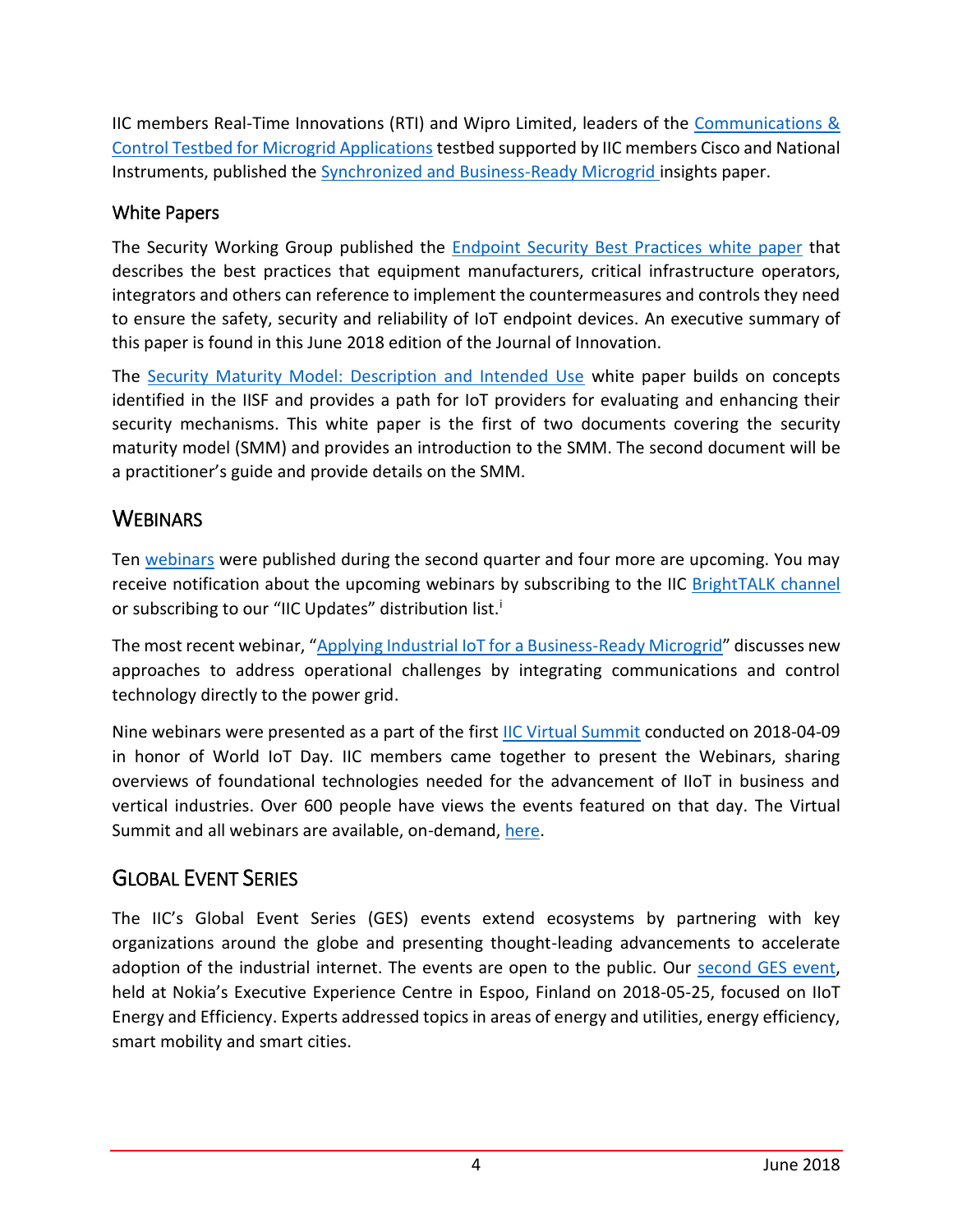IIC members Real-Time Innovations (RTI) and Wipro Limited, leaders of the Communications & Control Testbed for Microgrid Applications testbed supported by IIC members Cisco and National Instruments, published the Synchronized and Business-Ready Microgrid insights paper.

### White Papers

The Security Working Group published the Endpoint Security Best Practices white paper that describes the best practices that equipment manufacturers, critical infrastructure operators, integrators and others can reference to implement the countermeasures and controls they need to ensure the safety, security and reliability of IoT endpoint devices. An executive summary of this paper is found in this June 2018 edition of the Journal of Innovation.

The Security Maturity Model: Description and Intended Use white paper builds on concepts identified in the IISF and provides a path for IoT providers for evaluating and enhancing their security mechanisms. This white paper is the first of two documents covering the security maturity model (SMM) and provides an introduction to the SMM. The second document will be a practitioner's guide and provide details on the SMM.

## Webinars

Ten webinars were published during the second quarter and four more are upcoming. You may receive notification about the upcoming webinars by subscribing to the IIC BrightTALK channel or subscribing to our "IIC Updates" distribution list.[i]

The most recent webinar, "Applying Industrial IoT for a Business-Ready Microgrid" discusses new approaches to address operational challenges by integrating communications and control technology directly to the power grid.

Nine webinars were presented as a part of the first IIC Virtual Summit conducted on 2018-04-09 in honor of World IoT Day. IIC members came together to present the Webinars, sharing overviews of foundational technologies needed for the advancement of IIoT in business and vertical industries. Over 600 people have views the events featured on that day. The Virtual Summit and all webinars are available, on-demand, here.

## Global Event Series

The IIC's Global Event Series (GES) events extend ecosystems by partnering with key organizations around the globe and presenting thought-leading advancements to accelerate adoption of the industrial internet. The events are open to the public. Our second GES event, held at Nokia's Executive Experience Centre in Espoo, Finland on 2018-05-25, focused on IIoT Energy and Efficiency. Experts addressed topics in areas of energy and utilities, energy efficiency, smart mobility and smart cities.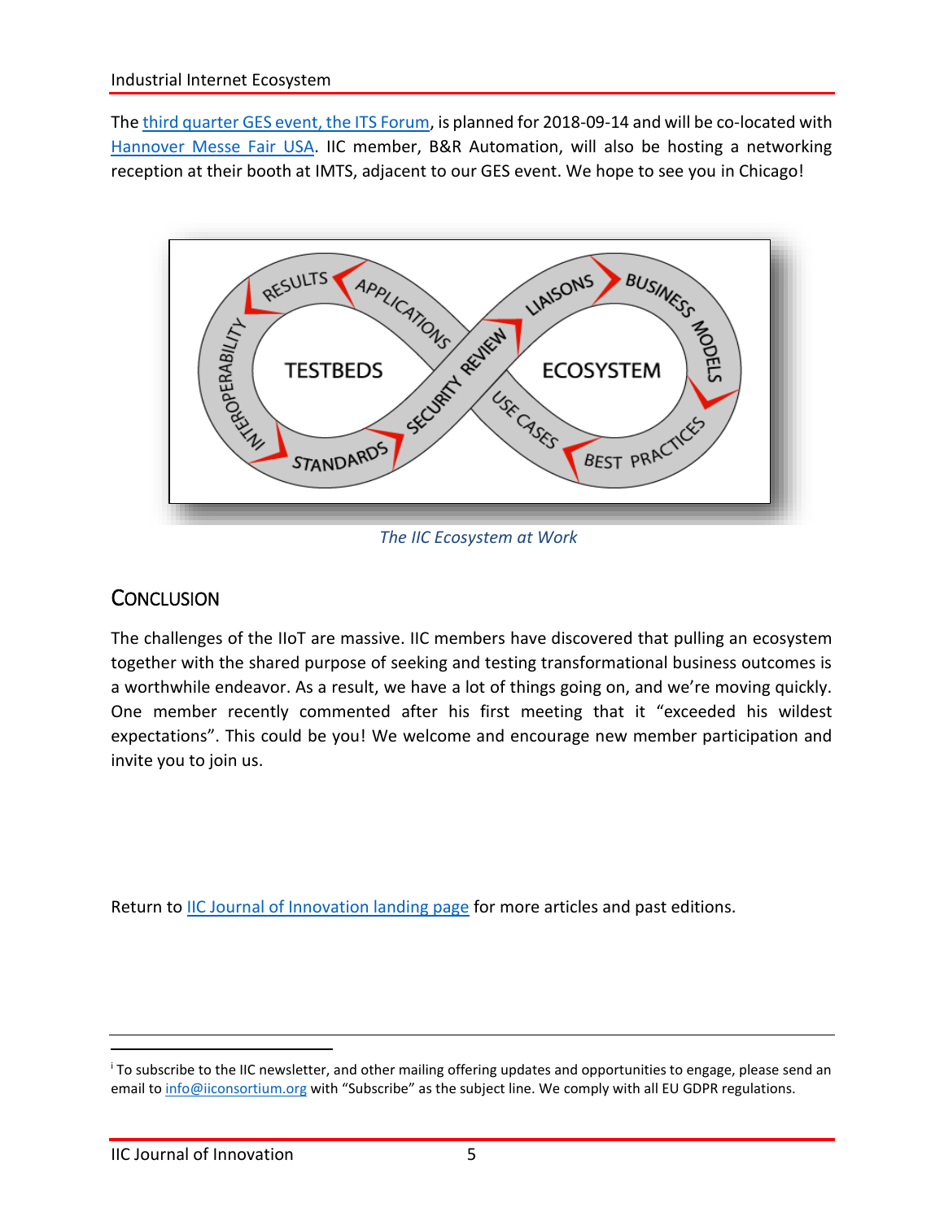The [third quarter GES event, the ITS Forum](), is planned for 2018-09-14 and will be co-located with [Hannover Messe Fair USA](). IIC member, B&R Automation, will also be hosting a networking reception at their booth at IMTS, adjacent to our GES event. We hope to see you in Chicago!

RESULTS
APPLICATIONS
INTEROPERABILITY
TESTBEDS
STANDARDS
SECURITY REVIEW
LIAISONS
BUSINESS MODELS
ECOSYSTEM
USE CASES
BEST PRACTICES

*The IIC Ecosystem at Work*

## Conclusion

The challenges of the IIoT are massive. IIC members have discovered that pulling an ecosystem together with the shared purpose of seeking and testing transformational business outcomes is a worthwhile endeavor. As a result, we have a lot of things going on, and we're moving quickly. One member recently commented after his first meeting that it "exceeded his wildest expectations". This could be you! We welcome and encourage new member participation and invite you to join us.

Return to IIC Journal of Innovation landing page for more articles and past editions.

---

[i] To subscribe to the IIC newsletter, and other mailing offering updates and opportunities to engage, please send an email to info@iiconsortium.org with "Subscribe" as the subject line. We comply with all EU GDPR regulations.